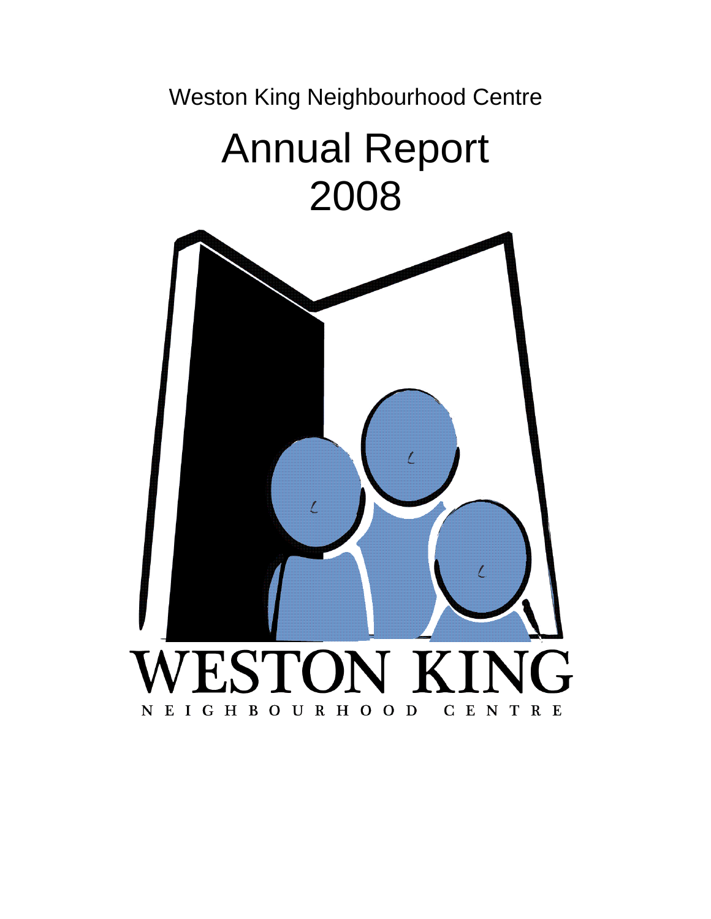Weston King Neighbourhood Centre

# Annual Report 2008

WESTON KING

NEIGHBOURHOOD CENTRE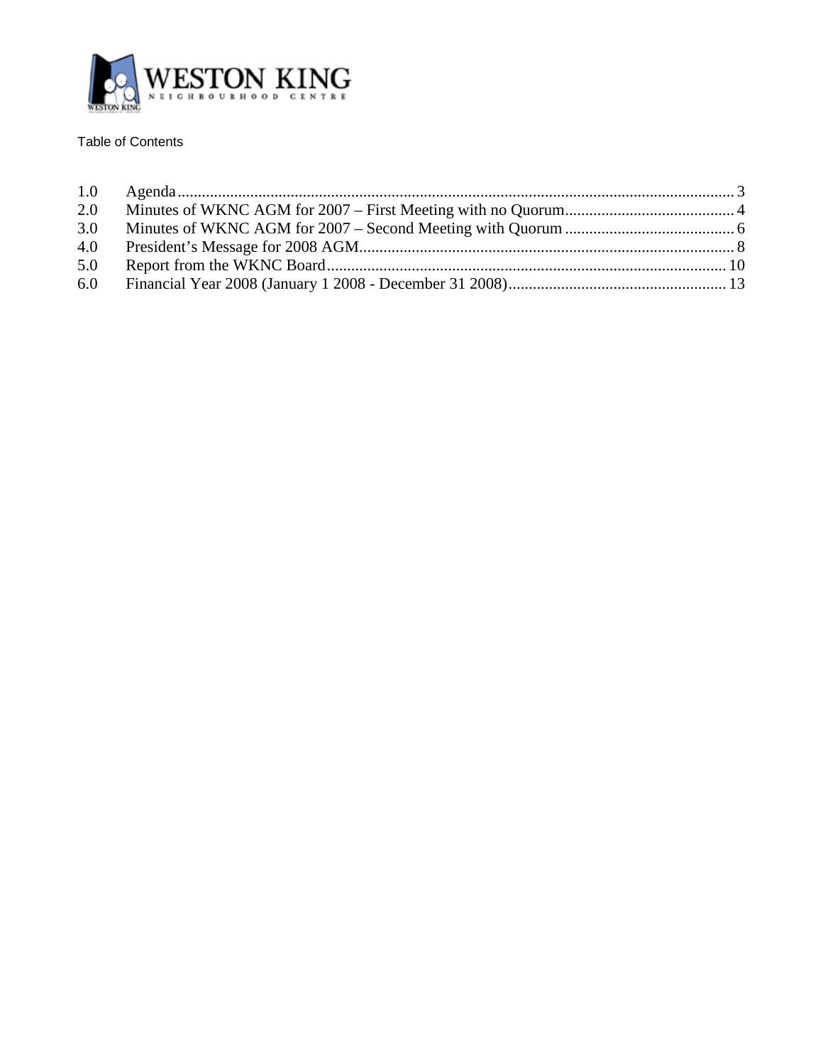WESTON KING
NEIGHBOURHOOD CENTRE

Table of Contents

1.0 Agenda ........................................................................................ 3
2.0 Minutes of WKNC AGM for 2007 – First Meeting with no Quorum ........................................ 4
3.0 Minutes of WKNC AGM for 2007 – Second Meeting with Quorum ........................................ 6
4.0 President's Message for 2008 AGM ........................................................................................ 8
5.0 Report from the WKNC Board ................................................................................................ 10
6.0 Financial Year 2008 (January 1 2008 - December 31 2008) .................................................... 13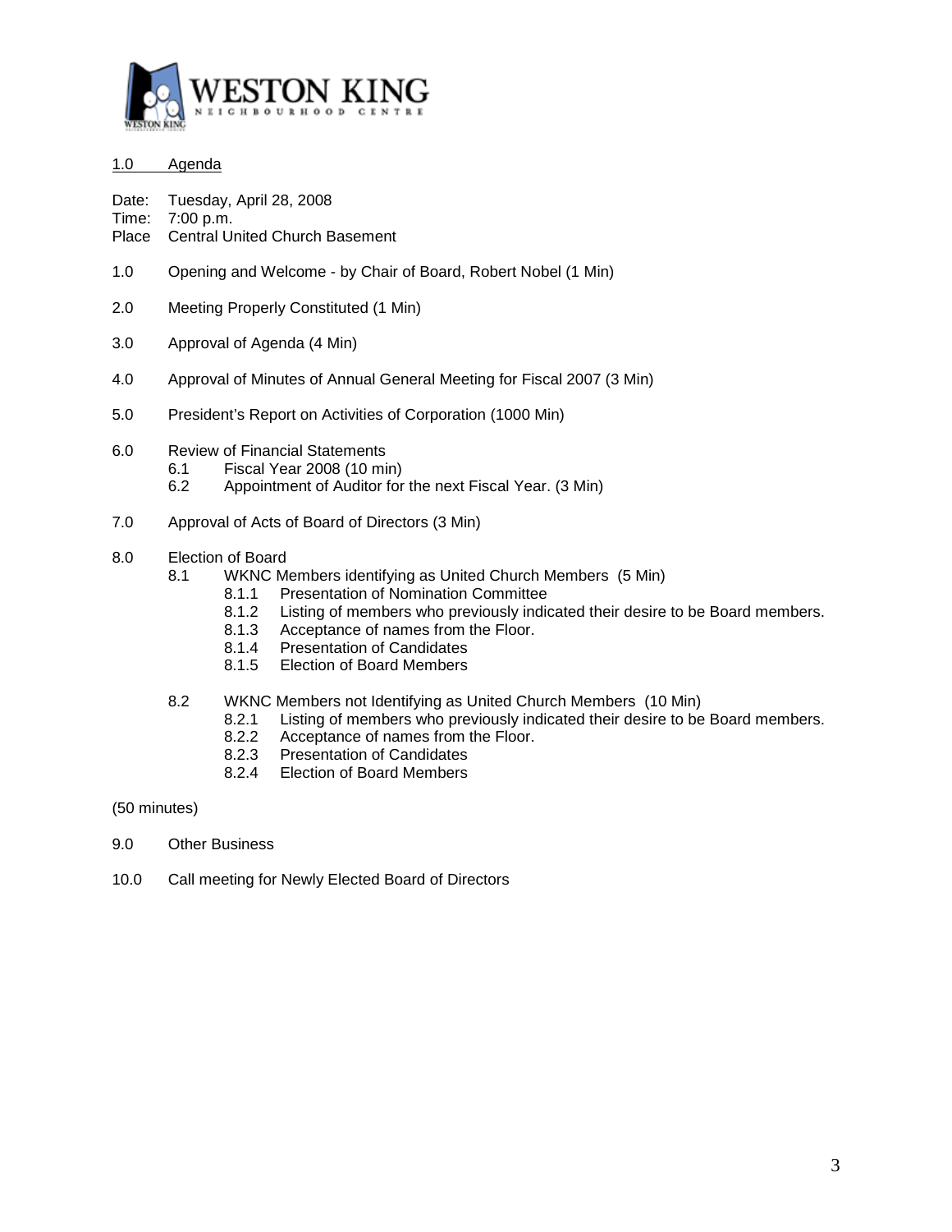WESTON KING
NEIGHBOURHOOD CENTRE

## 1.0 Agenda

Date: Tuesday, April 28, 2008
Time: 7:00 p.m.
Place Central United Church Basement

1.0 Opening and Welcome - by Chair of Board, Robert Nobel (1 Min)

2.0 Meeting Properly Constituted (1 Min)

3.0 Approval of Agenda (4 Min)

4.0 Approval of Minutes of Annual General Meeting for Fiscal 2007 (3 Min)

5.0 President's Report on Activities of Corporation (1000 Min)

6.0 Review of Financial Statements
- 6.1 Fiscal Year 2008 (10 min)
- 6.2 Appointment of Auditor for the next Fiscal Year. (3 Min)

7.0 Approval of Acts of Board of Directors (3 Min)

8.0 Election of Board
- 8.1 WKNC Members identifying as United Church Members (5 Min)
  - 8.1.1 Presentation of Nomination Committee
  - 8.1.2 Listing of members who previously indicated their desire to be Board members.
  - 8.1.3 Acceptance of names from the Floor.
  - 8.1.4 Presentation of Candidates
  - 8.1.5 Election of Board Members
- 8.2 WKNC Members not Identifying as United Church Members (10 Min)
  - 8.2.1 Listing of members who previously indicated their desire to be Board members.
  - 8.2.2 Acceptance of names from the Floor.
  - 8.2.3 Presentation of Candidates
  - 8.2.4 Election of Board Members

(50 minutes)

9.0 Other Business

10.0 Call meeting for Newly Elected Board of Directors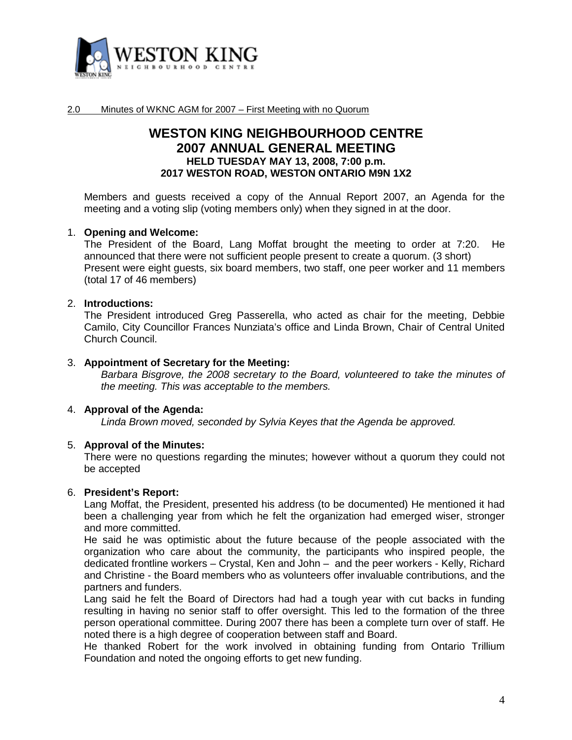2.0 Minutes of WKNC AGM for 2007 – First Meeting with no Quorum

# WESTON KING NEIGHBOURHOOD CENTRE
# 2007 ANNUAL GENERAL MEETING
### HELD TUESDAY MAY 13, 2008, 7:00 p.m.
### 2017 WESTON ROAD, WESTON ONTARIO M9N 1X2

Members and guests received a copy of the Annual Report 2007, an Agenda for the meeting and a voting slip (voting members only) when they signed in at the door.

1. **Opening and Welcome:**
   The President of the Board, Lang Moffat brought the meeting to order at 7:20. He announced that there were not sufficient people present to create a quorum. (3 short)
   Present were eight guests, six board members, two staff, one peer worker and 11 members (total 17 of 46 members)

2. **Introductions:**
   The President introduced Greg Passerella, who acted as chair for the meeting, Debbie Camilo, City Councillor Frances Nunziata's office and Linda Brown, Chair of Central United Church Council.

3. **Appointment of Secretary for the Meeting:**
   *Barbara Bisgrove, the 2008 secretary to the Board, volunteered to take the minutes of the meeting. This was acceptable to the members.*

4. **Approval of the Agenda:**
   *Linda Brown moved, seconded by Sylvia Keyes that the Agenda be approved.*

5. **Approval of the Minutes:**
   There were no questions regarding the minutes; however without a quorum they could not be accepted

6. **President's Report:**
   Lang Moffat, the President, presented his address (to be documented) He mentioned it had been a challenging year from which he felt the organization had emerged wiser, stronger and more committed.
   He said he was optimistic about the future because of the people associated with the organization who care about the community, the participants who inspired people, the dedicated frontline workers – Crystal, Ken and John – and the peer workers - Kelly, Richard and Christine - the Board members who as volunteers offer invaluable contributions, and the partners and funders.
   Lang said he felt the Board of Directors had had a tough year with cut backs in funding resulting in having no senior staff to offer oversight. This led to the formation of the three person operational committee. During 2007 there has been a complete turn over of staff. He noted there is a high degree of cooperation between staff and Board.
   He thanked Robert for the work involved in obtaining funding from Ontario Trillium Foundation and noted the ongoing efforts to get new funding.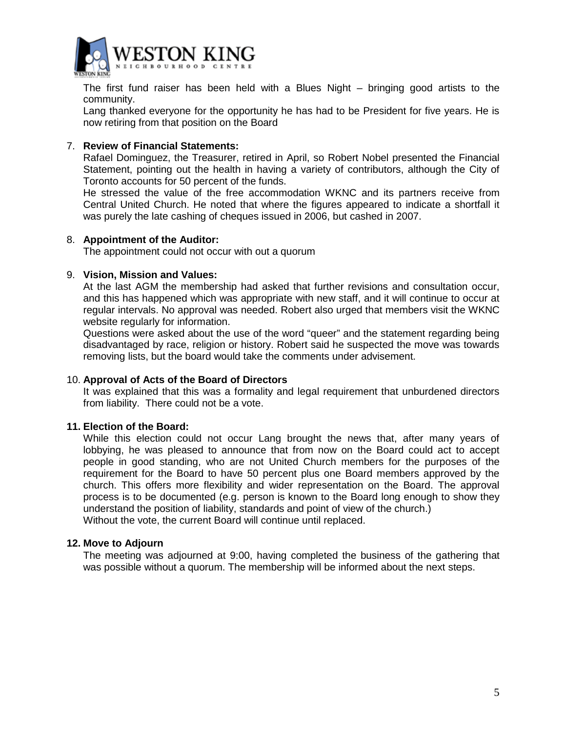The first fund raiser has been held with a Blues Night – bringing good artists to the community.
Lang thanked everyone for the opportunity he has had to be President for five years. He is now retiring from that position on the Board

7. **Review of Financial Statements:**
   Rafael Dominguez, the Treasurer, retired in April, so Robert Nobel presented the Financial Statement, pointing out the health in having a variety of contributors, although the City of Toronto accounts for 50 percent of the funds.
   He stressed the value of the free accommodation WKNC and its partners receive from Central United Church. He noted that where the figures appeared to indicate a shortfall it was purely the late cashing of cheques issued in 2006, but cashed in 2007.

8. **Appointment of the Auditor:**
   The appointment could not occur with out a quorum

9. **Vision, Mission and Values:**
   At the last AGM the membership had asked that further revisions and consultation occur, and this has happened which was appropriate with new staff, and it will continue to occur at regular intervals. No approval was needed. Robert also urged that members visit the WKNC website regularly for information.
   Questions were asked about the use of the word "queer" and the statement regarding being disadvantaged by race, religion or history. Robert said he suspected the move was towards removing lists, but the board would take the comments under advisement.

10. **Approval of Acts of the Board of Directors**
    It was explained that this was a formality and legal requirement that unburdened directors from liability. There could not be a vote.

**11. Election of the Board:**
While this election could not occur Lang brought the news that, after many years of lobbying, he was pleased to announce that from now on the Board could act to accept people in good standing, who are not United Church members for the purposes of the requirement for the Board to have 50 percent plus one Board members approved by the church. This offers more flexibility and wider representation on the Board. The approval process is to be documented (e.g. person is known to the Board long enough to show they understand the position of liability, standards and point of view of the church.)
Without the vote, the current Board will continue until replaced.

**12. Move to Adjourn**
The meeting was adjourned at 9:00, having completed the business of the gathering that was possible without a quorum. The membership will be informed about the next steps.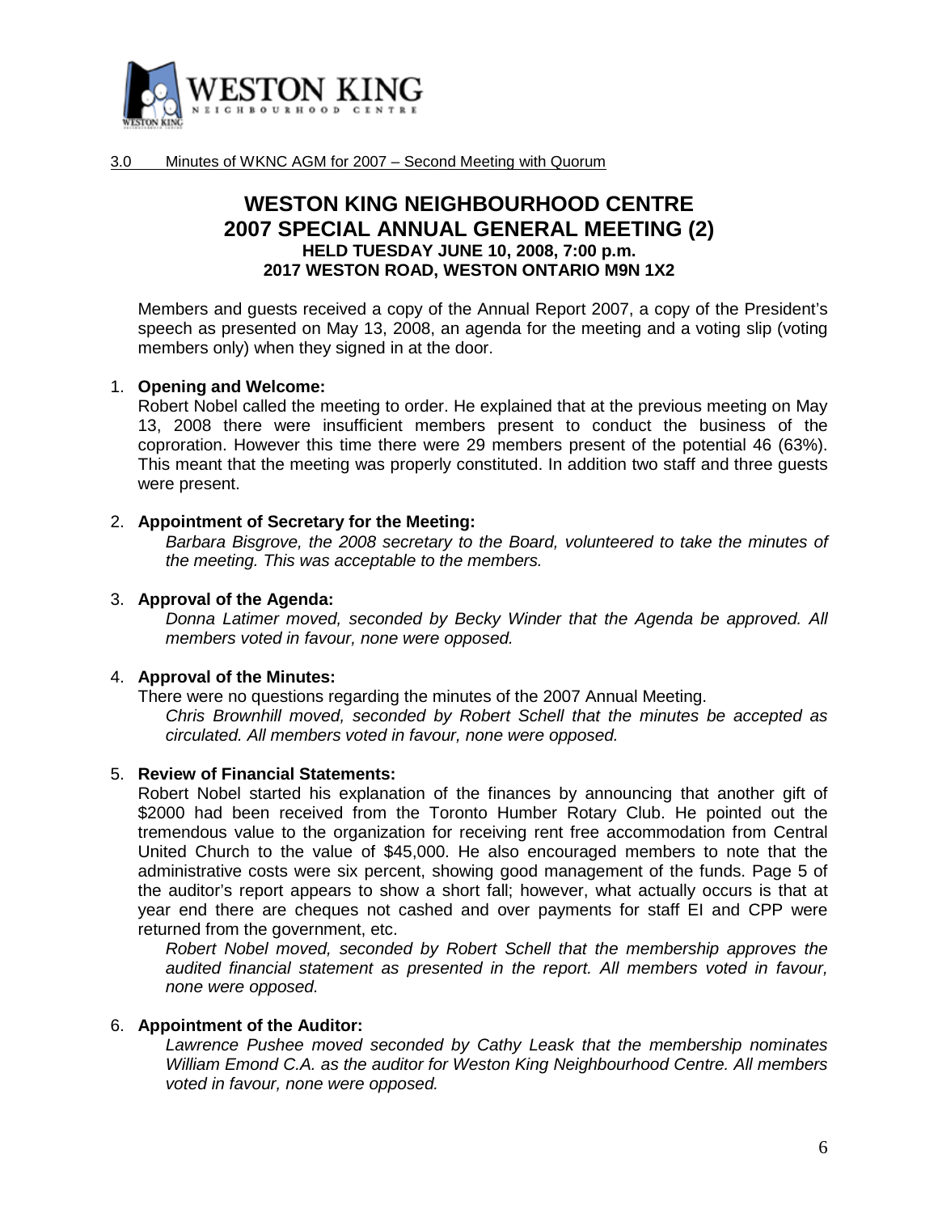3.0 Minutes of WKNC AGM for 2007 – Second Meeting with Quorum

# WESTON KING NEIGHBOURHOOD CENTRE
# 2007 SPECIAL ANNUAL GENERAL MEETING (2)
### HELD TUESDAY JUNE 10, 2008, 7:00 p.m.
### 2017 WESTON ROAD, WESTON ONTARIO M9N 1X2

Members and guests received a copy of the Annual Report 2007, a copy of the President's speech as presented on May 13, 2008, an agenda for the meeting and a voting slip (voting members only) when they signed in at the door.

1. **Opening and Welcome:**
   Robert Nobel called the meeting to order. He explained that at the previous meeting on May 13, 2008 there were insufficient members present to conduct the business of the coproration. However this time there were 29 members present of the potential 46 (63%). This meant that the meeting was properly constituted. In addition two staff and three guests were present.

2. **Appointment of Secretary for the Meeting:**
   *Barbara Bisgrove, the 2008 secretary to the Board, volunteered to take the minutes of the meeting. This was acceptable to the members.*

3. **Approval of the Agenda:**
   *Donna Latimer moved, seconded by Becky Winder that the Agenda be approved. All members voted in favour, none were opposed.*

4. **Approval of the Minutes:**
   There were no questions regarding the minutes of the 2007 Annual Meeting.
   *Chris Brownhill moved, seconded by Robert Schell that the minutes be accepted as circulated. All members voted in favour, none were opposed.*

5. **Review of Financial Statements:**
   Robert Nobel started his explanation of the finances by announcing that another gift of $2000 had been received from the Toronto Humber Rotary Club. He pointed out the tremendous value to the organization for receiving rent free accommodation from Central United Church to the value of $45,000. He also encouraged members to note that the administrative costs were six percent, showing good management of the funds. Page 5 of the auditor's report appears to show a short fall; however, what actually occurs is that at year end there are cheques not cashed and over payments for staff EI and CPP were returned from the government, etc.
   *Robert Nobel moved, seconded by Robert Schell that the membership approves the audited financial statement as presented in the report. All members voted in favour, none were opposed.*

6. **Appointment of the Auditor:**
   *Lawrence Pushee moved seconded by Cathy Leask that the membership nominates William Emond C.A. as the auditor for Weston King Neighbourhood Centre. All members voted in favour, none were opposed.*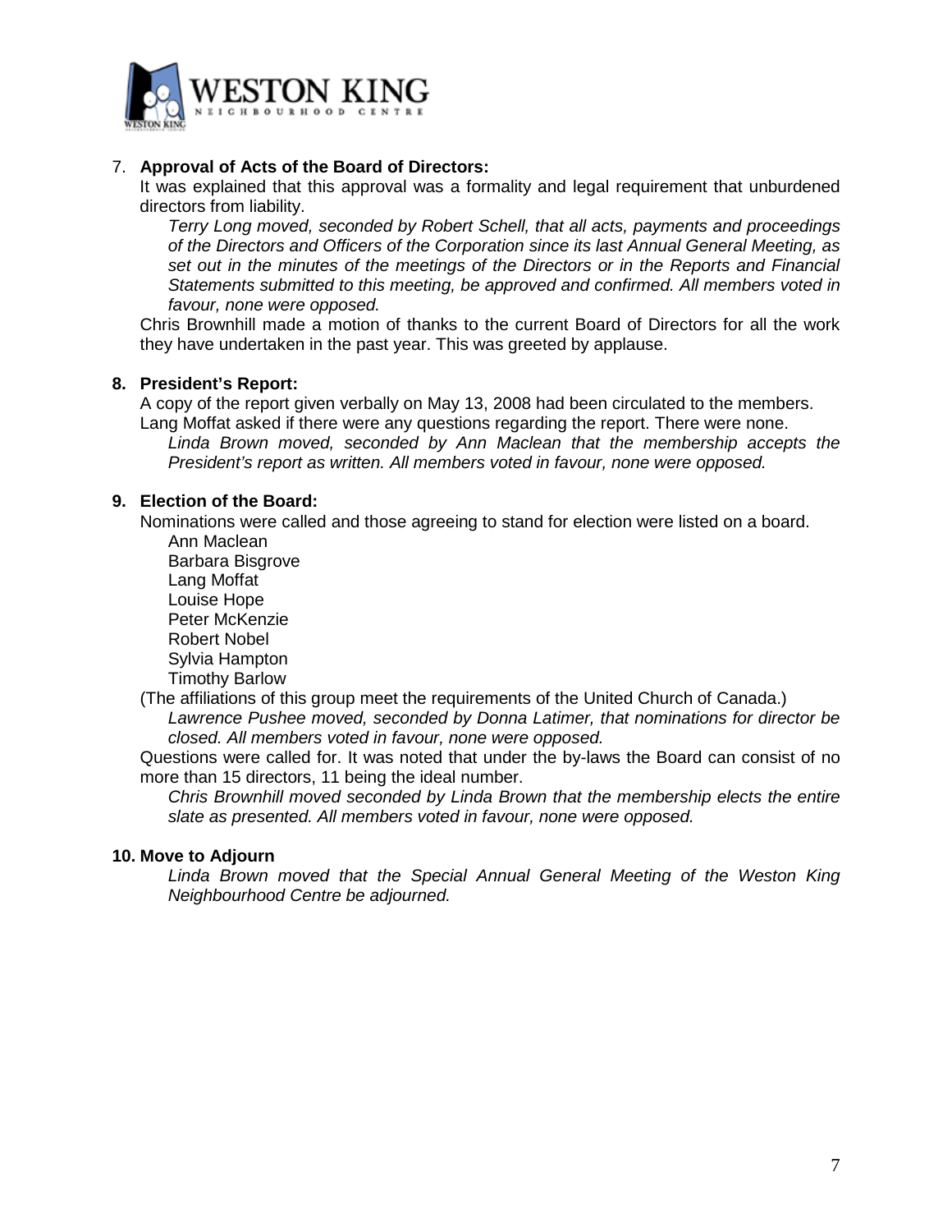7. **Approval of Acts of the Board of Directors:**

It was explained that this approval was a formality and legal requirement that unburdened directors from liability.

*Terry Long moved, seconded by Robert Schell, that all acts, payments and proceedings of the Directors and Officers of the Corporation since its last Annual General Meeting, as set out in the minutes of the meetings of the Directors or in the Reports and Financial Statements submitted to this meeting, be approved and confirmed. All members voted in favour, none were opposed.*

Chris Brownhill made a motion of thanks to the current Board of Directors for all the work they have undertaken in the past year. This was greeted by applause.

8. **President's Report:**

A copy of the report given verbally on May 13, 2008 had been circulated to the members.
Lang Moffat asked if there were any questions regarding the report. There were none.

*Linda Brown moved, seconded by Ann Maclean that the membership accepts the President's report as written. All members voted in favour, none were opposed.*

9. **Election of the Board:**

Nominations were called and those agreeing to stand for election were listed on a board.

Ann Maclean
Barbara Bisgrove
Lang Moffat
Louise Hope
Peter McKenzie
Robert Nobel
Sylvia Hampton
Timothy Barlow

(The affiliations of this group meet the requirements of the United Church of Canada.)

*Lawrence Pushee moved, seconded by Donna Latimer, that nominations for director be closed. All members voted in favour, none were opposed.*

Questions were called for. It was noted that under the by-laws the Board can consist of no more than 15 directors, 11 being the ideal number.

*Chris Brownhill moved seconded by Linda Brown that the membership elects the entire slate as presented. All members voted in favour, none were opposed.*

10. **Move to Adjourn**

*Linda Brown moved that the Special Annual General Meeting of the Weston King Neighbourhood Centre be adjourned.*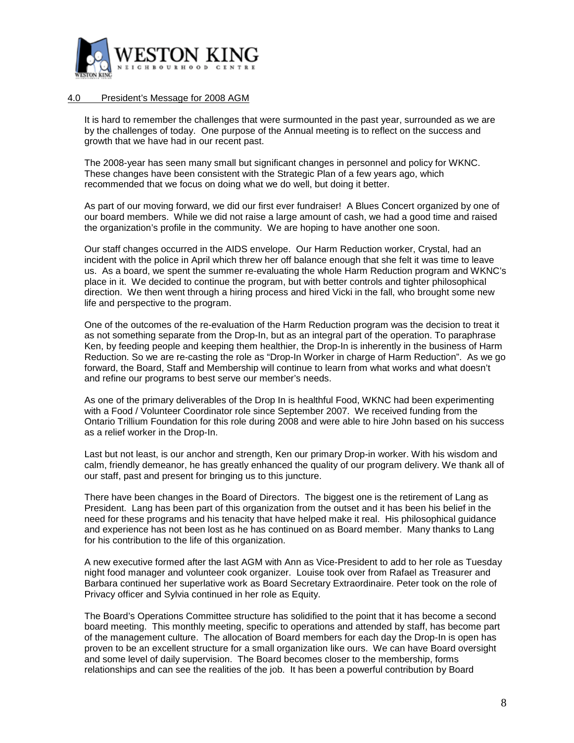## 4.0 President's Message for 2008 AGM

It is hard to remember the challenges that were surmounted in the past year, surrounded as we are by the challenges of today. One purpose of the Annual meeting is to reflect on the success and growth that we have had in our recent past.

The 2008-year has seen many small but significant changes in personnel and policy for WKNC. These changes have been consistent with the Strategic Plan of a few years ago, which recommended that we focus on doing what we do well, but doing it better.

As part of our moving forward, we did our first ever fundraiser! A Blues Concert organized by one of our board members. While we did not raise a large amount of cash, we had a good time and raised the organization's profile in the community. We are hoping to have another one soon.

Our staff changes occurred in the AIDS envelope. Our Harm Reduction worker, Crystal, had an incident with the police in April which threw her off balance enough that she felt it was time to leave us. As a board, we spent the summer re-evaluating the whole Harm Reduction program and WKNC's place in it. We decided to continue the program, but with better controls and tighter philosophical direction. We then went through a hiring process and hired Vicki in the fall, who brought some new life and perspective to the program.

One of the outcomes of the re-evaluation of the Harm Reduction program was the decision to treat it as not something separate from the Drop-In, but as an integral part of the operation. To paraphrase Ken, by feeding people and keeping them healthier, the Drop-In is inherently in the business of Harm Reduction. So we are re-casting the role as "Drop-In Worker in charge of Harm Reduction". As we go forward, the Board, Staff and Membership will continue to learn from what works and what doesn't and refine our programs to best serve our member's needs.

As one of the primary deliverables of the Drop In is healthful Food, WKNC had been experimenting with a Food / Volunteer Coordinator role since September 2007. We received funding from the Ontario Trillium Foundation for this role during 2008 and were able to hire John based on his success as a relief worker in the Drop-In.

Last but not least, is our anchor and strength, Ken our primary Drop-in worker. With his wisdom and calm, friendly demeanor, he has greatly enhanced the quality of our program delivery. We thank all of our staff, past and present for bringing us to this juncture.

There have been changes in the Board of Directors. The biggest one is the retirement of Lang as President. Lang has been part of this organization from the outset and it has been his belief in the need for these programs and his tenacity that have helped make it real. His philosophical guidance and experience has not been lost as he has continued on as Board member. Many thanks to Lang for his contribution to the life of this organization.

A new executive formed after the last AGM with Ann as Vice-President to add to her role as Tuesday night food manager and volunteer cook organizer. Louise took over from Rafael as Treasurer and Barbara continued her superlative work as Board Secretary Extraordinaire. Peter took on the role of Privacy officer and Sylvia continued in her role as Equity.

The Board's Operations Committee structure has solidified to the point that it has become a second board meeting. This monthly meeting, specific to operations and attended by staff, has become part of the management culture. The allocation of Board members for each day the Drop-In is open has proven to be an excellent structure for a small organization like ours. We can have Board oversight and some level of daily supervision. The Board becomes closer to the membership, forms relationships and can see the realities of the job. It has been a powerful contribution by Board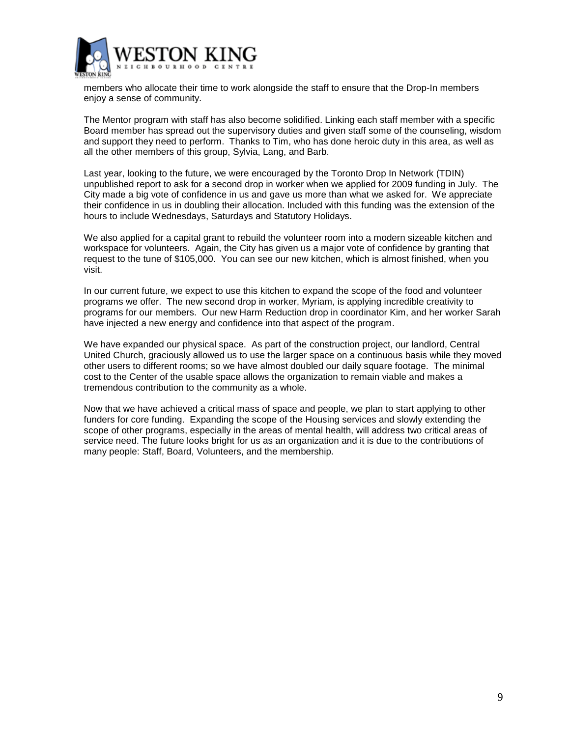members who allocate their time to work alongside the staff to ensure that the Drop-In members enjoy a sense of community.

The Mentor program with staff has also become solidified. Linking each staff member with a specific Board member has spread out the supervisory duties and given staff some of the counseling, wisdom and support they need to perform. Thanks to Tim, who has done heroic duty in this area, as well as all the other members of this group, Sylvia, Lang, and Barb.

Last year, looking to the future, we were encouraged by the Toronto Drop In Network (TDIN) unpublished report to ask for a second drop in worker when we applied for 2009 funding in July. The City made a big vote of confidence in us and gave us more than what we asked for. We appreciate their confidence in us in doubling their allocation. Included with this funding was the extension of the hours to include Wednesdays, Saturdays and Statutory Holidays.

We also applied for a capital grant to rebuild the volunteer room into a modern sizeable kitchen and workspace for volunteers. Again, the City has given us a major vote of confidence by granting that request to the tune of $105,000. You can see our new kitchen, which is almost finished, when you visit.

In our current future, we expect to use this kitchen to expand the scope of the food and volunteer programs we offer. The new second drop in worker, Myriam, is applying incredible creativity to programs for our members. Our new Harm Reduction drop in coordinator Kim, and her worker Sarah have injected a new energy and confidence into that aspect of the program.

We have expanded our physical space. As part of the construction project, our landlord, Central United Church, graciously allowed us to use the larger space on a continuous basis while they moved other users to different rooms; so we have almost doubled our daily square footage. The minimal cost to the Center of the usable space allows the organization to remain viable and makes a tremendous contribution to the community as a whole.

Now that we have achieved a critical mass of space and people, we plan to start applying to other funders for core funding. Expanding the scope of the Housing services and slowly extending the scope of other programs, especially in the areas of mental health, will address two critical areas of service need. The future looks bright for us as an organization and it is due to the contributions of many people: Staff, Board, Volunteers, and the membership.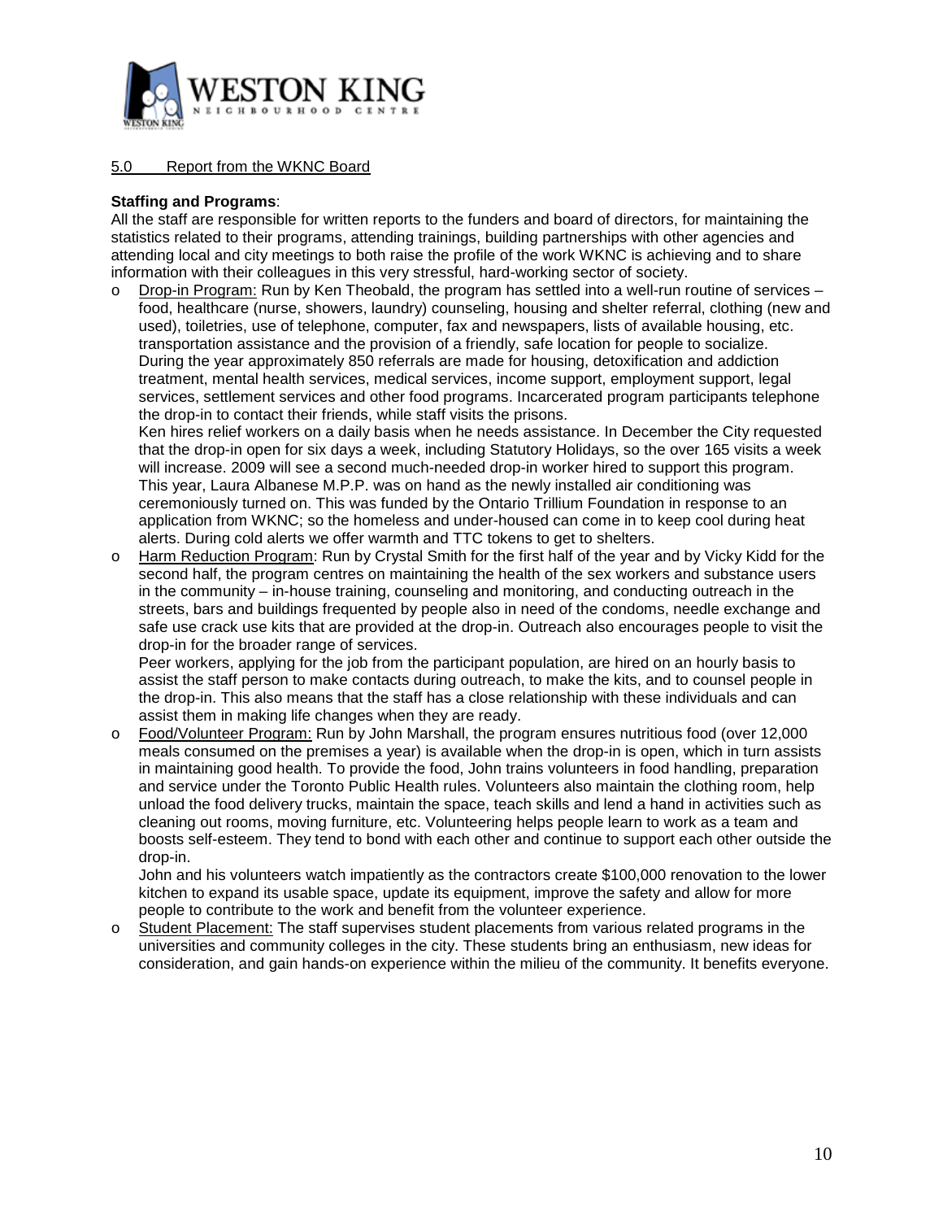## 5.0 Report from the WKNC Board

**Staffing and Programs**:

All the staff are responsible for written reports to the funders and board of directors, for maintaining the statistics related to their programs, attending trainings, building partnerships with other agencies and attending local and city meetings to both raise the profile of the work WKNC is achieving and to share information with their colleagues in this very stressful, hard-working sector of society.

- Drop-in Program: Run by Ken Theobald, the program has settled into a well-run routine of services – food, healthcare (nurse, showers, laundry) counseling, housing and shelter referral, clothing (new and used), toiletries, use of telephone, computer, fax and newspapers, lists of available housing, etc. transportation assistance and the provision of a friendly, safe location for people to socialize. During the year approximately 850 referrals are made for housing, detoxification and addiction treatment, mental health services, medical services, income support, employment support, legal services, settlement services and other food programs. Incarcerated program participants telephone the drop-in to contact their friends, while staff visits the prisons.
  Ken hires relief workers on a daily basis when he needs assistance. In December the City requested that the drop-in open for six days a week, including Statutory Holidays, so the over 165 visits a week will increase. 2009 will see a second much-needed drop-in worker hired to support this program. This year, Laura Albanese M.P.P. was on hand as the newly installed air conditioning was ceremoniously turned on. This was funded by the Ontario Trillium Foundation in response to an application from WKNC; so the homeless and under-housed can come in to keep cool during heat alerts. During cold alerts we offer warmth and TTC tokens to get to shelters.
- Harm Reduction Program: Run by Crystal Smith for the first half of the year and by Vicky Kidd for the second half, the program centres on maintaining the health of the sex workers and substance users in the community – in-house training, counseling and monitoring, and conducting outreach in the streets, bars and buildings frequented by people also in need of the condoms, needle exchange and safe use crack use kits that are provided at the drop-in. Outreach also encourages people to visit the drop-in for the broader range of services.
  Peer workers, applying for the job from the participant population, are hired on an hourly basis to assist the staff person to make contacts during outreach, to make the kits, and to counsel people in the drop-in. This also means that the staff has a close relationship with these individuals and can assist them in making life changes when they are ready.
- Food/Volunteer Program: Run by John Marshall, the program ensures nutritious food (over 12,000 meals consumed on the premises a year) is available when the drop-in is open, which in turn assists in maintaining good health. To provide the food, John trains volunteers in food handling, preparation and service under the Toronto Public Health rules. Volunteers also maintain the clothing room, help unload the food delivery trucks, maintain the space, teach skills and lend a hand in activities such as cleaning out rooms, moving furniture, etc. Volunteering helps people learn to work as a team and boosts self-esteem. They tend to bond with each other and continue to support each other outside the drop-in.
  John and his volunteers watch impatiently as the contractors create $100,000 renovation to the lower kitchen to expand its usable space, update its equipment, improve the safety and allow for more people to contribute to the work and benefit from the volunteer experience.
- Student Placement: The staff supervises student placements from various related programs in the universities and community colleges in the city. These students bring an enthusiasm, new ideas for consideration, and gain hands-on experience within the milieu of the community. It benefits everyone.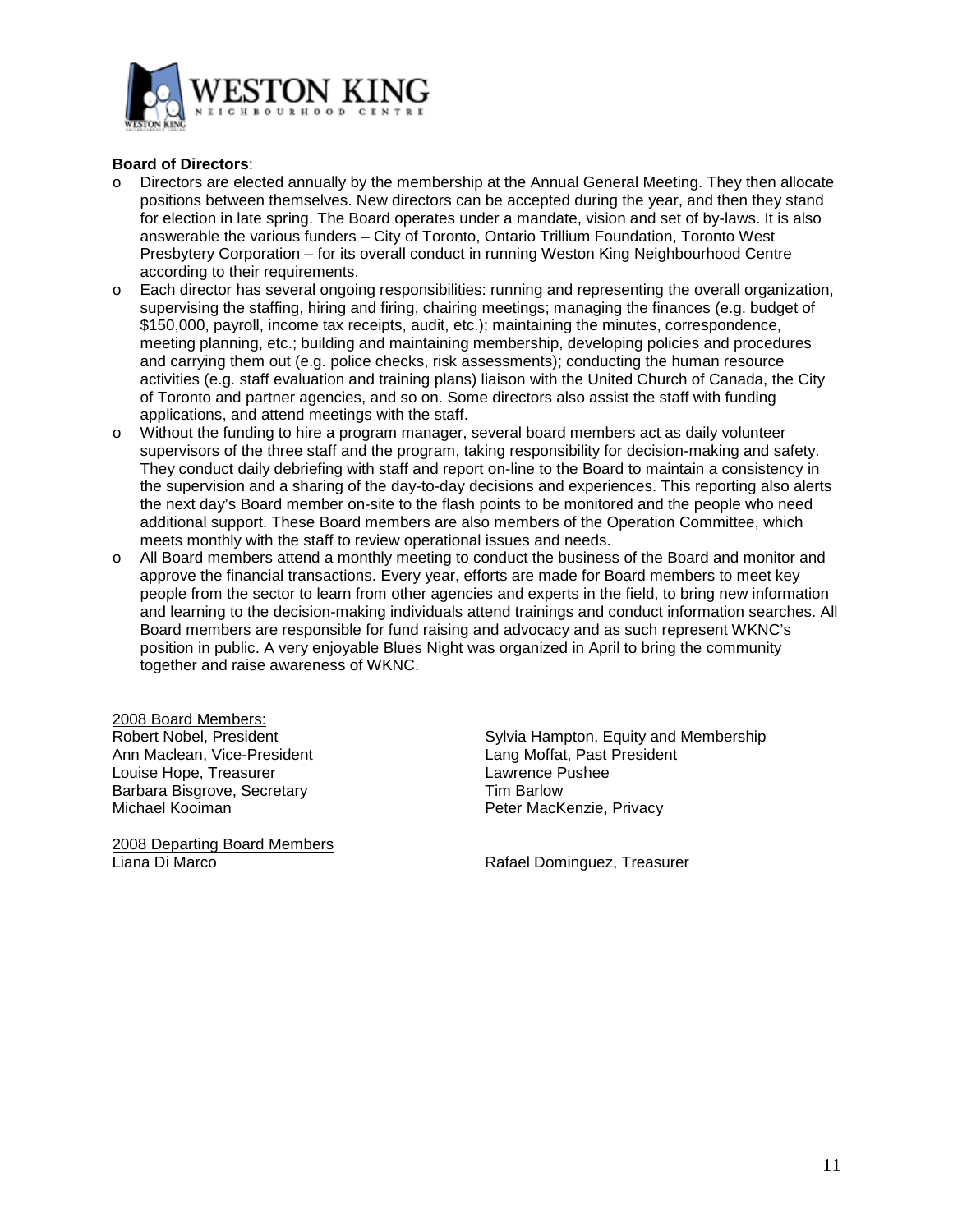**Board of Directors**:

- Directors are elected annually by the membership at the Annual General Meeting. They then allocate positions between themselves. New directors can be accepted during the year, and then they stand for election in late spring. The Board operates under a mandate, vision and set of by-laws. It is also answerable the various funders – City of Toronto, Ontario Trillium Foundation, Toronto West Presbytery Corporation – for its overall conduct in running Weston King Neighbourhood Centre according to their requirements.
- Each director has several ongoing responsibilities: running and representing the overall organization, supervising the staffing, hiring and firing, chairing meetings; managing the finances (e.g. budget of $150,000, payroll, income tax receipts, audit, etc.); maintaining the minutes, correspondence, meeting planning, etc.; building and maintaining membership, developing policies and procedures and carrying them out (e.g. police checks, risk assessments); conducting the human resource activities (e.g. staff evaluation and training plans) liaison with the United Church of Canada, the City of Toronto and partner agencies, and so on. Some directors also assist the staff with funding applications, and attend meetings with the staff.
- Without the funding to hire a program manager, several board members act as daily volunteer supervisors of the three staff and the program, taking responsibility for decision-making and safety. They conduct daily debriefing with staff and report on-line to the Board to maintain a consistency in the supervision and a sharing of the day-to-day decisions and experiences. This reporting also alerts the next day's Board member on-site to the flash points to be monitored and the people who need additional support. These Board members are also members of the Operation Committee, which meets monthly with the staff to review operational issues and needs.
- All Board members attend a monthly meeting to conduct the business of the Board and monitor and approve the financial transactions. Every year, efforts are made for Board members to meet key people from the sector to learn from other agencies and experts in the field, to bring new information and learning to the decision-making individuals attend trainings and conduct information searches. All Board members are responsible for fund raising and advocacy and as such represent WKNC's position in public. A very enjoyable Blues Night was organized in April to bring the community together and raise awareness of WKNC.

<u>2008 Board Members:</u>

Robert Nobel, President
Ann Maclean, Vice-President
Louise Hope, Treasurer
Barbara Bisgrove, Secretary
Michael Kooiman
Sylvia Hampton, Equity and Membership
Lang Moffat, Past President
Lawrence Pushee
Tim Barlow
Peter MacKenzie, Privacy

<u>2008 Departing Board Members</u>

Liana Di Marco
Rafael Dominguez, Treasurer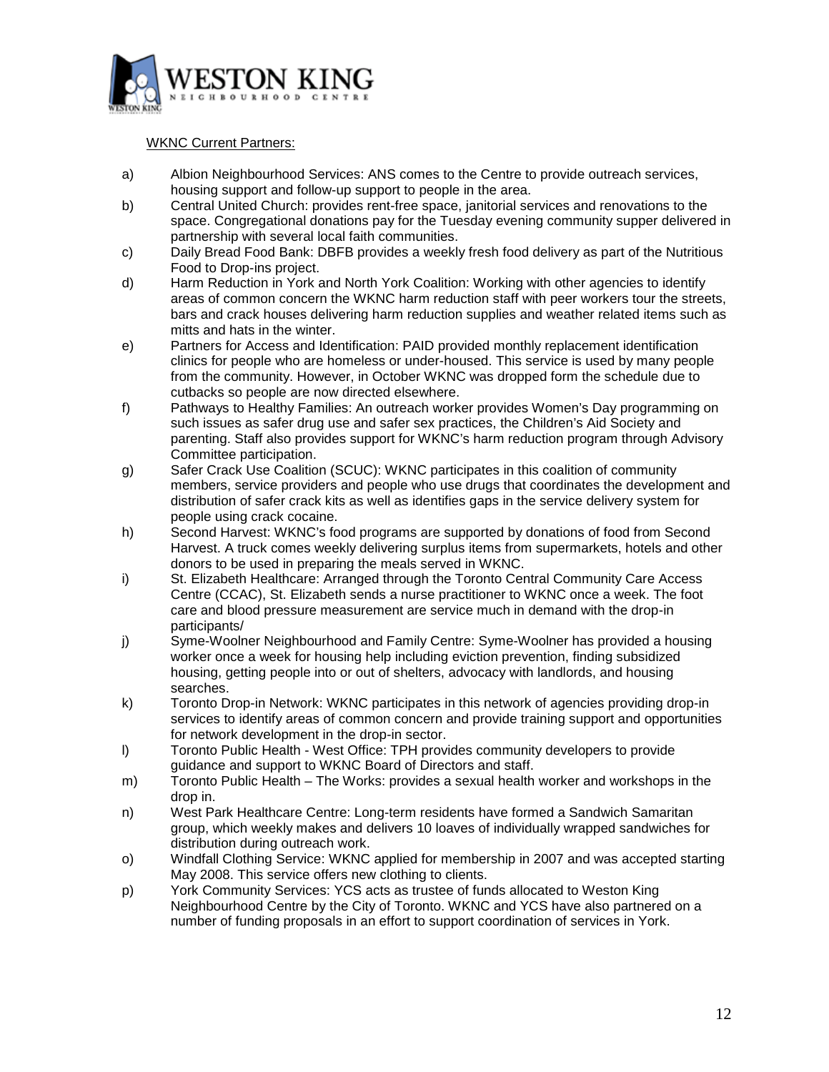WKNC Current Partners:

a) Albion Neighbourhood Services: ANS comes to the Centre to provide outreach services, housing support and follow-up support to people in the area.

b) Central United Church: provides rent-free space, janitorial services and renovations to the space. Congregational donations pay for the Tuesday evening community supper delivered in partnership with several local faith communities.

c) Daily Bread Food Bank: DBFB provides a weekly fresh food delivery as part of the Nutritious Food to Drop-ins project.

d) Harm Reduction in York and North York Coalition: Working with other agencies to identify areas of common concern the WKNC harm reduction staff with peer workers tour the streets, bars and crack houses delivering harm reduction supplies and weather related items such as mitts and hats in the winter.

e) Partners for Access and Identification: PAID provided monthly replacement identification clinics for people who are homeless or under-housed. This service is used by many people from the community. However, in October WKNC was dropped form the schedule due to cutbacks so people are now directed elsewhere.

f) Pathways to Healthy Families: An outreach worker provides Women's Day programming on such issues as safer drug use and safer sex practices, the Children's Aid Society and parenting. Staff also provides support for WKNC's harm reduction program through Advisory Committee participation.

g) Safer Crack Use Coalition (SCUC): WKNC participates in this coalition of community members, service providers and people who use drugs that coordinates the development and distribution of safer crack kits as well as identifies gaps in the service delivery system for people using crack cocaine.

h) Second Harvest: WKNC's food programs are supported by donations of food from Second Harvest. A truck comes weekly delivering surplus items from supermarkets, hotels and other donors to be used in preparing the meals served in WKNC.

i) St. Elizabeth Healthcare: Arranged through the Toronto Central Community Care Access Centre (CCAC), St. Elizabeth sends a nurse practitioner to WKNC once a week. The foot care and blood pressure measurement are service much in demand with the drop-in participants/

j) Syme-Woolner Neighbourhood and Family Centre: Syme-Woolner has provided a housing worker once a week for housing help including eviction prevention, finding subsidized housing, getting people into or out of shelters, advocacy with landlords, and housing searches.

k) Toronto Drop-in Network: WKNC participates in this network of agencies providing drop-in services to identify areas of common concern and provide training support and opportunities for network development in the drop-in sector.

l) Toronto Public Health - West Office: TPH provides community developers to provide guidance and support to WKNC Board of Directors and staff.

m) Toronto Public Health – The Works: provides a sexual health worker and workshops in the drop in.

n) West Park Healthcare Centre: Long-term residents have formed a Sandwich Samaritan group, which weekly makes and delivers 10 loaves of individually wrapped sandwiches for distribution during outreach work.

o) Windfall Clothing Service: WKNC applied for membership in 2007 and was accepted starting May 2008. This service offers new clothing to clients.

p) York Community Services: YCS acts as trustee of funds allocated to Weston King Neighbourhood Centre by the City of Toronto. WKNC and YCS have also partnered on a number of funding proposals in an effort to support coordination of services in York.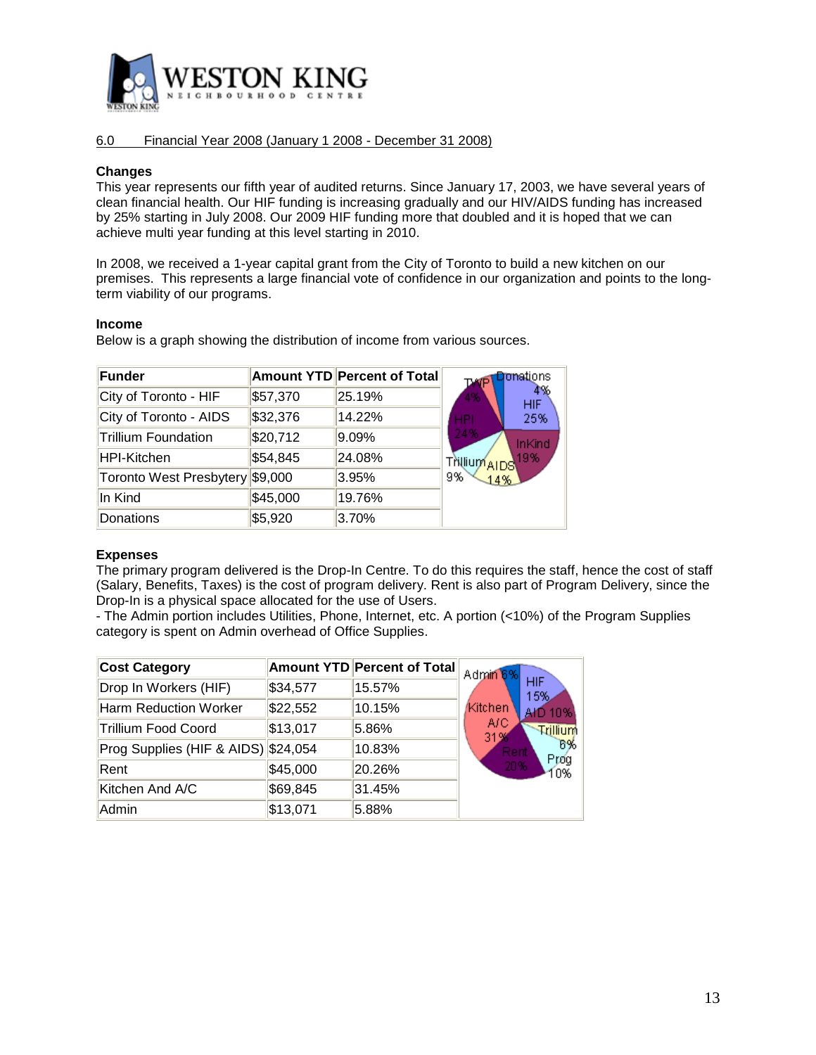WESTON KING
NEIGHBOURHOOD CENTRE

## 6.0 Financial Year 2008 (January 1 2008 - December 31 2008)

### Changes

This year represents our fifth year of audited returns. Since January 17, 2003, we have several years of clean financial health. Our HIF funding is increasing gradually and our HIV/AIDS funding has increased by 25% starting in July 2008. Our 2009 HIF funding more that doubled and it is hoped that we can achieve multi year funding at this level starting in 2010.

In 2008, we received a 1-year capital grant from the City of Toronto to build a new kitchen on our premises. This represents a large financial vote of confidence in our organization and points to the long-term viability of our programs.

### Income

Below is a graph showing the distribution of income from various sources.

| Funder | Amount YTD | Percent of Total |
|---|---|---|
| City of Toronto - HIF | $57,370 | 25.19% |
| City of Toronto - AIDS | $32,376 | 14.22% |
| Trillium Foundation | $20,712 | 9.09% |
| HPI-Kitchen | $54,845 | 24.08% |
| Toronto West Presbytery | $9,000 | 3.95% |
| In Kind | $45,000 | 19.76% |
| Donations | $5,920 | 3.70% |

TWP 4%
Donations 4%
HIF 25%
HPI 24%
InKind 19%
Trillium 9%
AIDS 14%

### Expenses

The primary program delivered is the Drop-In Centre. To do this requires the staff, hence the cost of staff (Salary, Benefits, Taxes) is the cost of program delivery. Rent is also part of Program Delivery, since the Drop-In is a physical space allocated for the use of Users.
- The Admin portion includes Utilities, Phone, Internet, etc. A portion (<10%) of the Program Supplies category is spent on Admin overhead of Office Supplies.

| Cost Category | Amount YTD | Percent of Total |
|---|---|---|
| Drop In Workers (HIF) | $34,577 | 15.57% |
| Harm Reduction Worker | $22,552 | 10.15% |
| Trillium Food Coord | $13,017 | 5.86% |
| Prog Supplies (HIF & AIDS) | $24,054 | 10.83% |
| Rent | $45,000 | 20.26% |
| Kitchen And A/C | $69,845 | 31.45% |
| Admin | $13,071 | 5.88% |

Admin 6%
HIF 15%
Kitchen A/C 31%
AID 10%
Trillium 6%
Rent 20%
Prog 10%